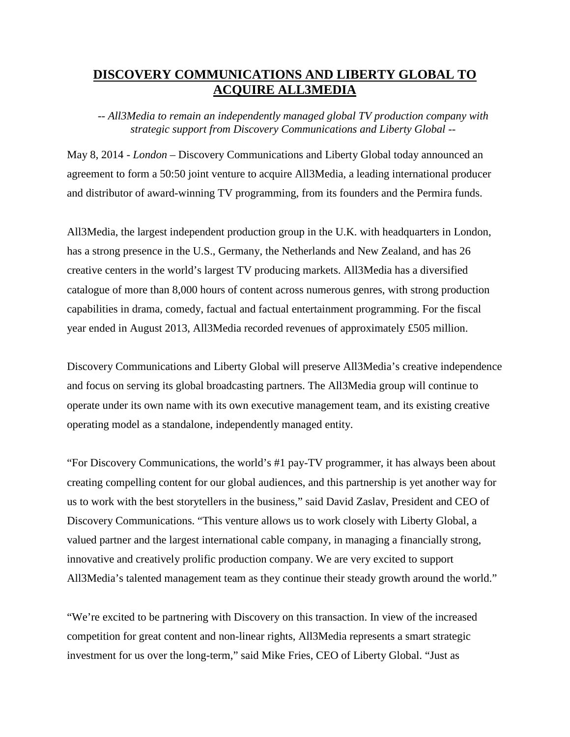# **DISCOVERY COMMUNICATIONS AND LIBERTY GLOBAL TO ACQUIRE ALL3MEDIA**

*-- All3Media to remain an independently managed global TV production company with strategic support from Discovery Communications and Liberty Global --*

May 8, 2014 - *London* – Discovery Communications and Liberty Global today announced an agreement to form a 50:50 joint venture to acquire All3Media, a leading international producer and distributor of award-winning TV programming, from its founders and the Permira funds.

All3Media, the largest independent production group in the U.K. with headquarters in London, has a strong presence in the U.S., Germany, the Netherlands and New Zealand, and has 26 creative centers in the world's largest TV producing markets. All3Media has a diversified catalogue of more than 8,000 hours of content across numerous genres, with strong production capabilities in drama, comedy, factual and factual entertainment programming. For the fiscal year ended in August 2013, All3Media recorded revenues of approximately £505 million.

Discovery Communications and Liberty Global will preserve All3Media's creative independence and focus on serving its global broadcasting partners. The All3Media group will continue to operate under its own name with its own executive management team, and its existing creative operating model as a standalone, independently managed entity.

"For Discovery Communications, the world's #1 pay-TV programmer, it has always been about creating compelling content for our global audiences, and this partnership is yet another way for us to work with the best storytellers in the business," said David Zaslav, President and CEO of Discovery Communications. "This venture allows us to work closely with Liberty Global, a valued partner and the largest international cable company, in managing a financially strong, innovative and creatively prolific production company. We are very excited to support All3Media's talented management team as they continue their steady growth around the world."

"We're excited to be partnering with Discovery on this transaction. In view of the increased competition for great content and non-linear rights, All3Media represents a smart strategic investment for us over the long-term," said Mike Fries, CEO of Liberty Global. "Just as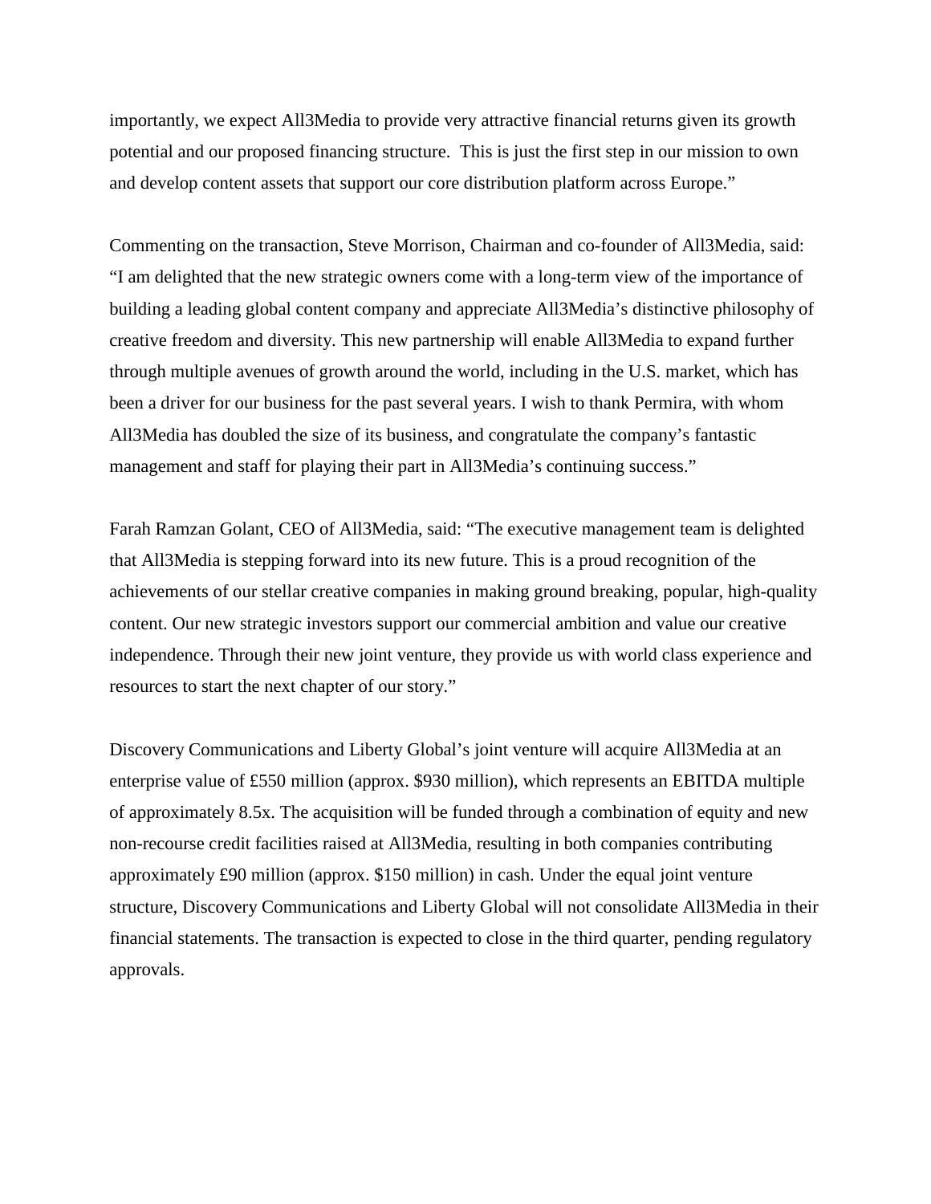importantly, we expect All3Media to provide very attractive financial returns given its growth potential and our proposed financing structure. This is just the first step in our mission to own and develop content assets that support our core distribution platform across Europe."

Commenting on the transaction, Steve Morrison, Chairman and co-founder of All3Media, said: "I am delighted that the new strategic owners come with a long-term view of the importance of building a leading global content company and appreciate All3Media's distinctive philosophy of creative freedom and diversity. This new partnership will enable All3Media to expand further through multiple avenues of growth around the world, including in the U.S. market, which has been a driver for our business for the past several years. I wish to thank Permira, with whom All3Media has doubled the size of its business, and congratulate the company's fantastic management and staff for playing their part in All3Media's continuing success."

Farah Ramzan Golant, CEO of All3Media, said: "The executive management team is delighted that All3Media is stepping forward into its new future. This is a proud recognition of the achievements of our stellar creative companies in making ground breaking, popular, high-quality content. Our new strategic investors support our commercial ambition and value our creative independence. Through their new joint venture, they provide us with world class experience and resources to start the next chapter of our story."

Discovery Communications and Liberty Global's joint venture will acquire All3Media at an enterprise value of £550 million (approx. $930 million), which represents an EBITDA multiple of approximately 8.5x. The acquisition will be funded through a combination of equity and new non-recourse credit facilities raised at All3Media, resulting in both companies contributing approximately £90 million (approx. $150 million) in cash. Under the equal joint venture structure, Discovery Communications and Liberty Global will not consolidate All3Media in their financial statements. The transaction is expected to close in the third quarter, pending regulatory approvals.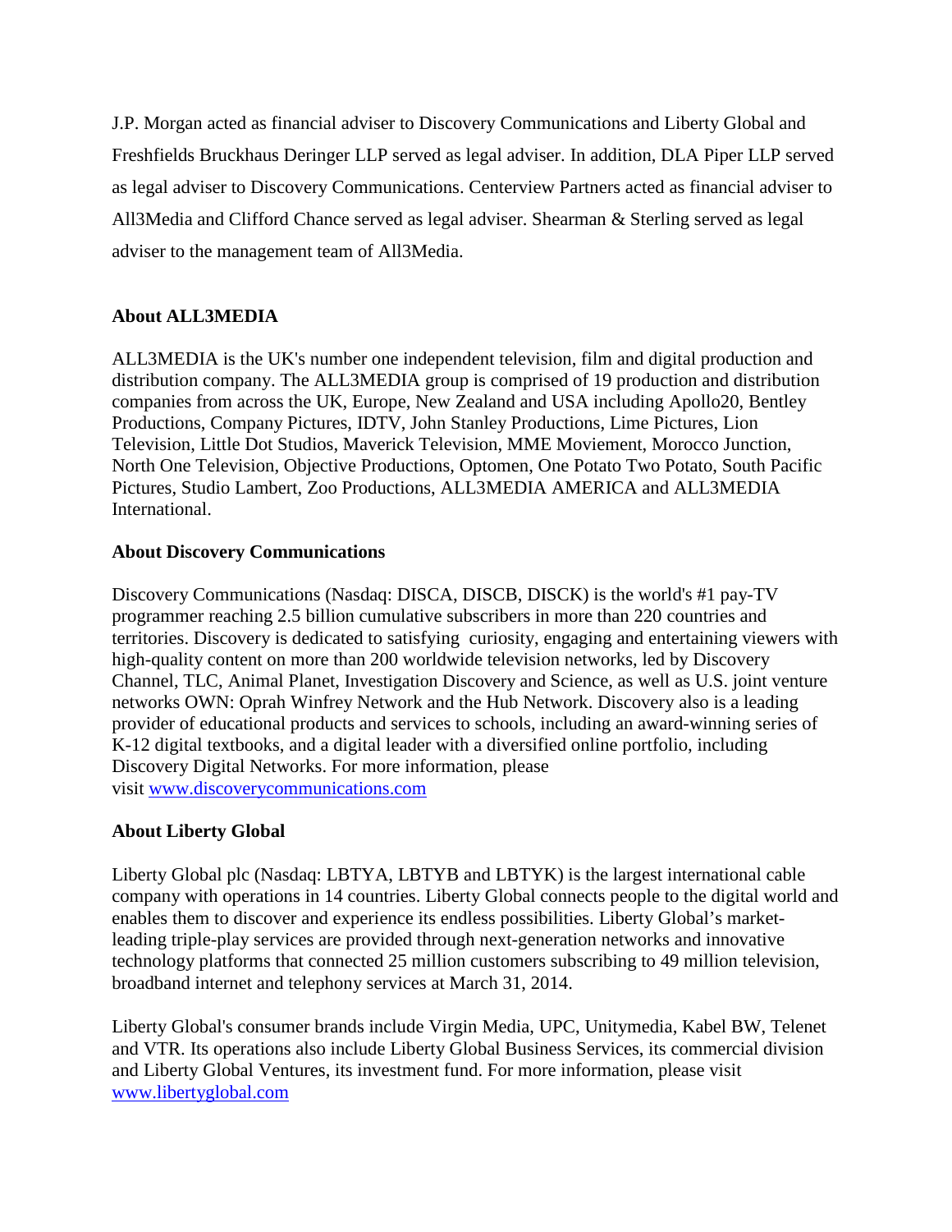J.P. Morgan acted as financial adviser to Discovery Communications and Liberty Global and Freshfields Bruckhaus Deringer LLP served as legal adviser. In addition, DLA Piper LLP served as legal adviser to Discovery Communications. Centerview Partners acted as financial adviser to All3Media and Clifford Chance served as legal adviser. Shearman & Sterling served as legal adviser to the management team of All3Media.

**About ALL3MEDIA**

ALL3MEDIA is the UK's number one independent television, film and digital production and distribution company. The ALL3MEDIA group is comprised of 19 production and distribution companies from across the UK, Europe, New Zealand and USA including Apollo20, Bentley Productions, Company Pictures, IDTV, John Stanley Productions, Lime Pictures, Lion Television, Little Dot Studios, Maverick Television, MME Moviement, Morocco Junction, North One Television, Objective Productions, Optomen, One Potato Two Potato, South Pacific Pictures, Studio Lambert, Zoo Productions, ALL3MEDIA AMERICA and ALL3MEDIA International.

**About Discovery Communications**

Discovery Communications (Nasdaq: DISCA, DISCB, DISCK) is the world's #1 pay-TV programmer reaching 2.5 billion cumulative subscribers in more than 220 countries and territories. Discovery is dedicated to satisfying curiosity, engaging and entertaining viewers with high-quality content on more than 200 worldwide television networks, led by Discovery Channel, TLC, Animal Planet, Investigation Discovery and Science, as well as U.S. joint venture networks OWN: Oprah Winfrey Network and the Hub Network. Discovery also is a leading provider of educational products and services to schools, including an award-winning series of K-12 digital textbooks, and a digital leader with a diversified online portfolio, including Discovery Digital Networks. For more information, please visit [www.discoverycommunications.com](http://www.discoverycommunications.com)

**About Liberty Global**

Liberty Global plc (Nasdaq: LBTYA, LBTYB and LBTYK) is the largest international cable company with operations in 14 countries. Liberty Global connects people to the digital world and enables them to discover and experience its endless possibilities. Liberty Global's market-leading triple-play services are provided through next-generation networks and innovative technology platforms that connected 25 million customers subscribing to 49 million television, broadband internet and telephony services at March 31, 2014.

Liberty Global's consumer brands include Virgin Media, UPC, Unitymedia, Kabel BW, Telenet and VTR. Its operations also include Liberty Global Business Services, its commercial division and Liberty Global Ventures, its investment fund. For more information, please visit [www.libertyglobal.com](http://www.libertyglobal.com)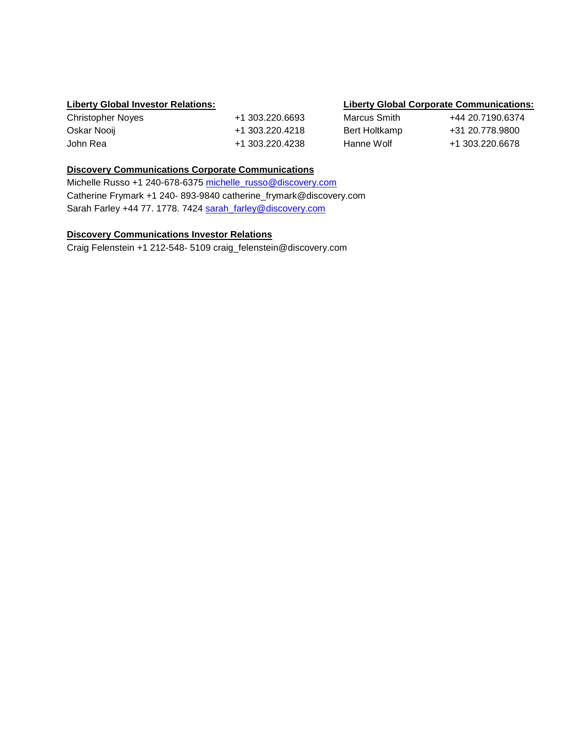**Liberty Global Investor Relations:**

| | |
|---|---|
| Christopher Noyes | +1 303.220.6693 |
| Oskar Nooij | +1 303.220.4218 |
| John Rea | +1 303.220.4238 |

**Liberty Global Corporate Communications:**

| | |
|---|---|
| Marcus Smith | +44 20.7190.6374 |
| Bert Holtkamp | +31 20.778.9800 |
| Hanne Wolf | +1 303.220.6678 |

**Discovery Communications Corporate Communications**

Michelle Russo +1 240-678-6375 michelle_russo@discovery.com
Catherine Frymark +1 240- 893-9840 catherine_frymark@discovery.com
Sarah Farley +44 77. 1778. 7424 sarah_farley@discovery.com

**Discovery Communications Investor Relations**

Craig Felenstein +1 212-548- 5109 craig_felenstein@discovery.com